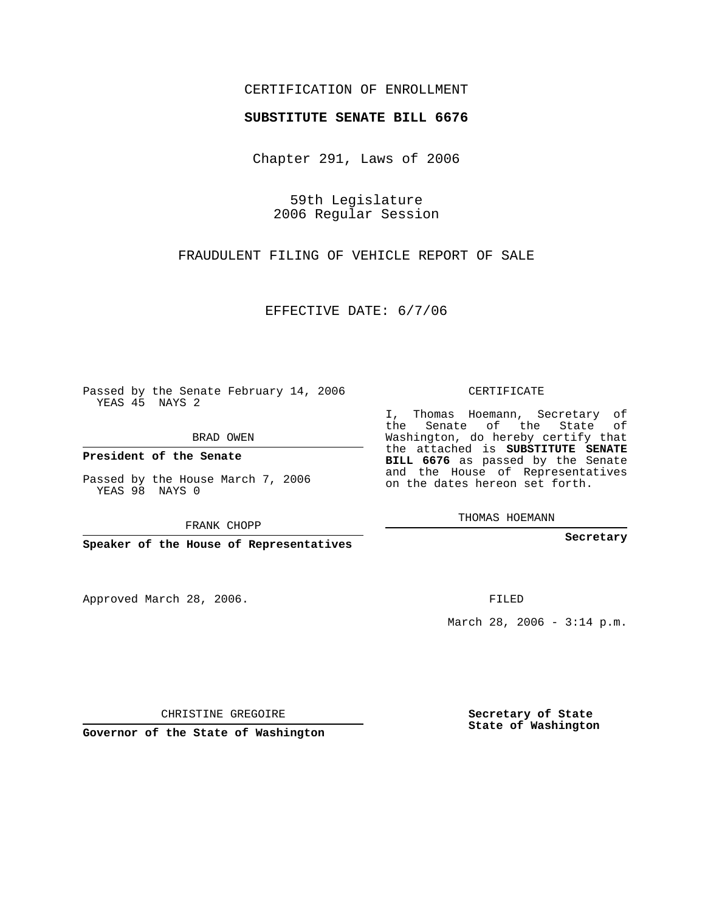CERTIFICATION OF ENROLLMENT

**SUBSTITUTE SENATE BILL 6676**

Chapter 291, Laws of 2006

59th Legislature
2006 Regular Session

FRAUDULENT FILING OF VEHICLE REPORT OF SALE

EFFECTIVE DATE: 6/7/06

Passed by the Senate February 14, 2006
YEAS 45 NAYS 2

BRAD OWEN

**President of the Senate**

Passed by the House March 7, 2006
YEAS 98 NAYS 0

FRANK CHOPP

**Speaker of the House of Representatives**

CERTIFICATE

I, Thomas Hoemann, Secretary of the Senate of the State of Washington, do hereby certify that the attached is **SUBSTITUTE SENATE BILL 6676** as passed by the Senate and the House of Representatives on the dates hereon set forth.

THOMAS HOEMANN

**Secretary**

Approved March 28, 2006.

FILED

March 28, 2006 - 3:14 p.m.

CHRISTINE GREGOIRE

**Governor of the State of Washington**

**Secretary of State**
**State of Washington**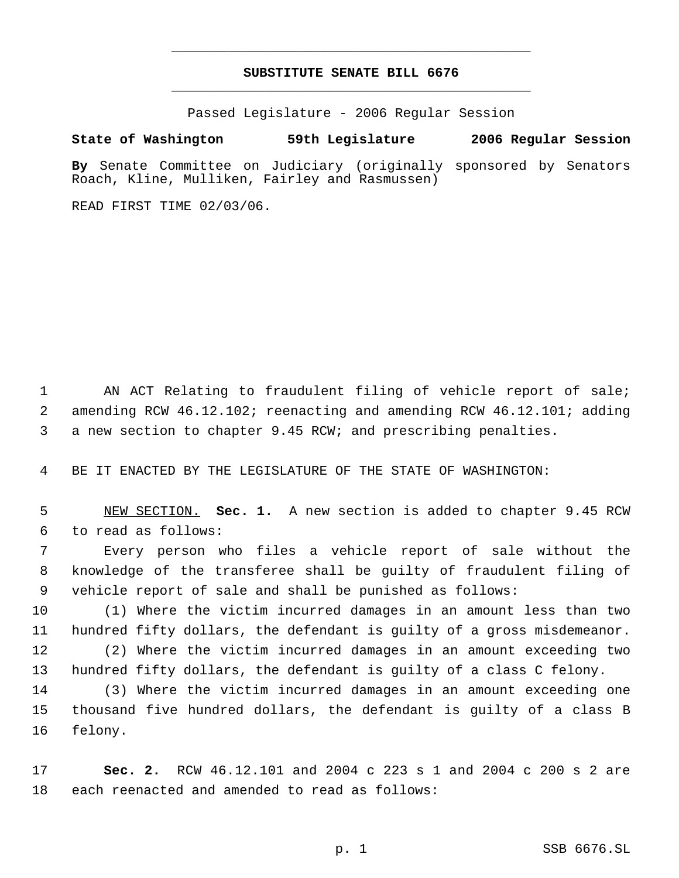# SUBSTITUTE SENATE BILL 6676

Passed Legislature - 2006 Regular Session

**State of Washington 59th Legislature 2006 Regular Session**

**By** Senate Committee on Judiciary (originally sponsored by Senators Roach, Kline, Mulliken, Fairley and Rasmussen)

READ FIRST TIME 02/03/06.

AN ACT Relating to fraudulent filing of vehicle report of sale; amending RCW 46.12.102; reenacting and amending RCW 46.12.101; adding a new section to chapter 9.45 RCW; and prescribing penalties.

BE IT ENACTED BY THE LEGISLATURE OF THE STATE OF WASHINGTON:

NEW SECTION. **Sec. 1.** A new section is added to chapter 9.45 RCW to read as follows:

Every person who files a vehicle report of sale without the knowledge of the transferee shall be guilty of fraudulent filing of vehicle report of sale and shall be punished as follows:

(1) Where the victim incurred damages in an amount less than two hundred fifty dollars, the defendant is guilty of a gross misdemeanor.

(2) Where the victim incurred damages in an amount exceeding two hundred fifty dollars, the defendant is guilty of a class C felony.

(3) Where the victim incurred damages in an amount exceeding one thousand five hundred dollars, the defendant is guilty of a class B felony.

**Sec. 2.** RCW 46.12.101 and 2004 c 223 s 1 and 2004 c 200 s 2 are each reenacted and amended to read as follows: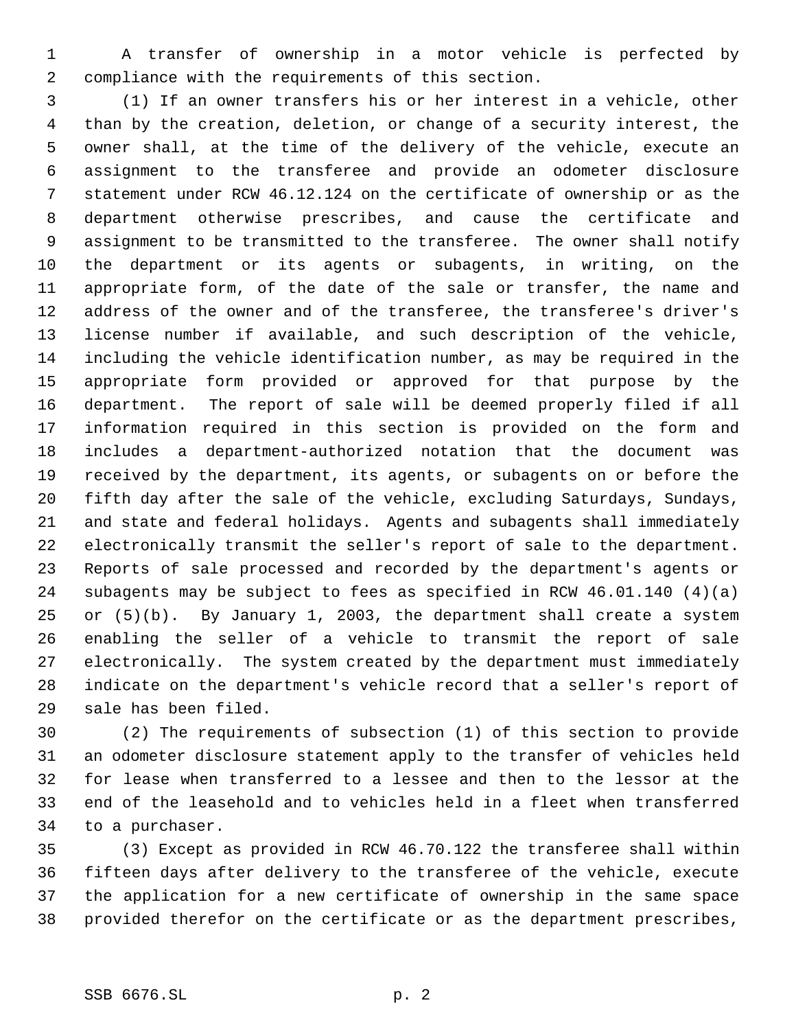A transfer of ownership in a motor vehicle is perfected by compliance with the requirements of this section.

(1) If an owner transfers his or her interest in a vehicle, other than by the creation, deletion, or change of a security interest, the owner shall, at the time of the delivery of the vehicle, execute an assignment to the transferee and provide an odometer disclosure statement under RCW 46.12.124 on the certificate of ownership or as the department otherwise prescribes, and cause the certificate and assignment to be transmitted to the transferee. The owner shall notify the department or its agents or subagents, in writing, on the appropriate form, of the date of the sale or transfer, the name and address of the owner and of the transferee, the transferee's driver's license number if available, and such description of the vehicle, including the vehicle identification number, as may be required in the appropriate form provided or approved for that purpose by the department. The report of sale will be deemed properly filed if all information required in this section is provided on the form and includes a department-authorized notation that the document was received by the department, its agents, or subagents on or before the fifth day after the sale of the vehicle, excluding Saturdays, Sundays, and state and federal holidays. Agents and subagents shall immediately electronically transmit the seller's report of sale to the department. Reports of sale processed and recorded by the department's agents or subagents may be subject to fees as specified in RCW 46.01.140 (4)(a) or (5)(b). By January 1, 2003, the department shall create a system enabling the seller of a vehicle to transmit the report of sale electronically. The system created by the department must immediately indicate on the department's vehicle record that a seller's report of sale has been filed.

(2) The requirements of subsection (1) of this section to provide an odometer disclosure statement apply to the transfer of vehicles held for lease when transferred to a lessee and then to the lessor at the end of the leasehold and to vehicles held in a fleet when transferred to a purchaser.

(3) Except as provided in RCW 46.70.122 the transferee shall within fifteen days after delivery to the transferee of the vehicle, execute the application for a new certificate of ownership in the same space provided therefor on the certificate or as the department prescribes,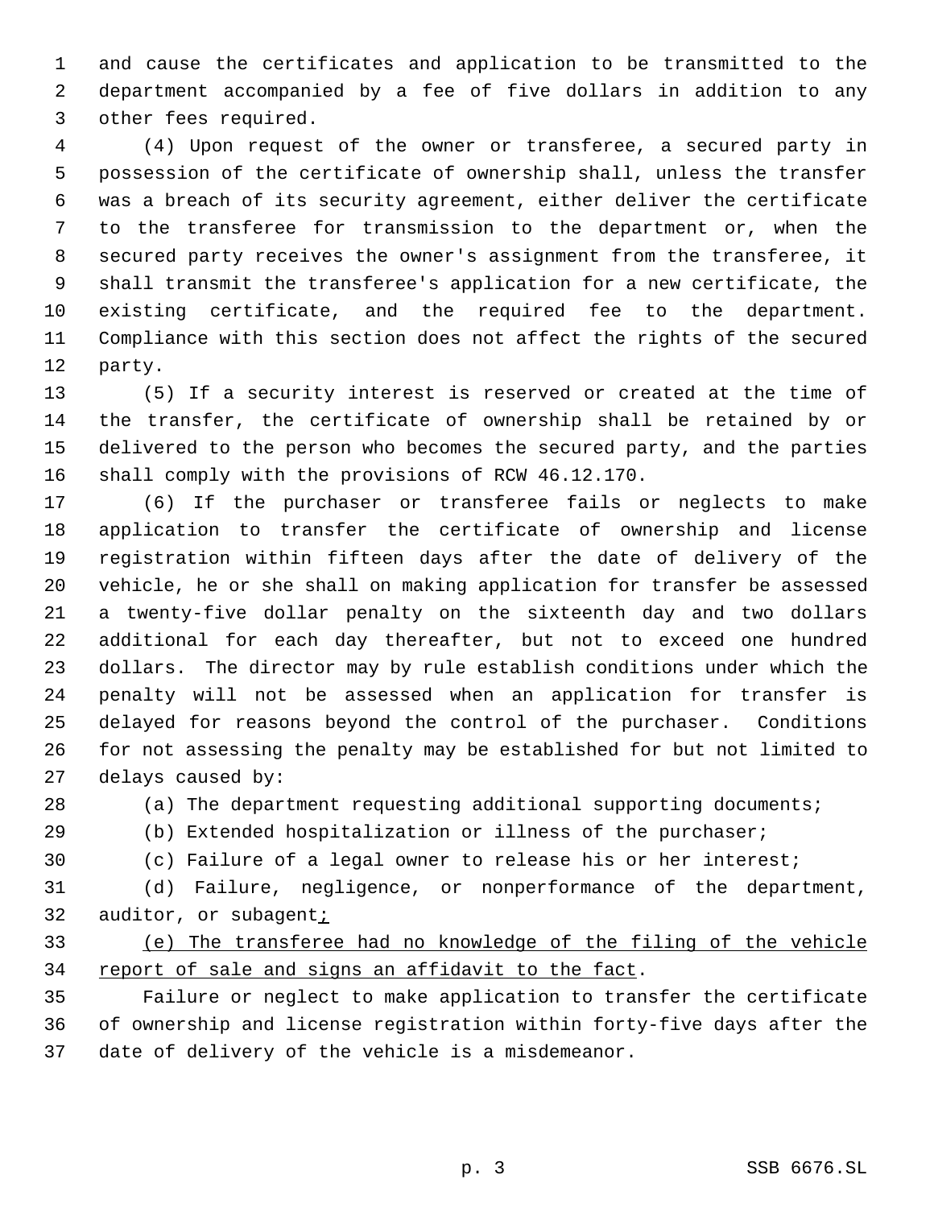and cause the certificates and application to be transmitted to the department accompanied by a fee of five dollars in addition to any other fees required.

(4) Upon request of the owner or transferee, a secured party in possession of the certificate of ownership shall, unless the transfer was a breach of its security agreement, either deliver the certificate to the transferee for transmission to the department or, when the secured party receives the owner's assignment from the transferee, it shall transmit the transferee's application for a new certificate, the existing certificate, and the required fee to the department. Compliance with this section does not affect the rights of the secured party.

(5) If a security interest is reserved or created at the time of the transfer, the certificate of ownership shall be retained by or delivered to the person who becomes the secured party, and the parties shall comply with the provisions of RCW 46.12.170.

(6) If the purchaser or transferee fails or neglects to make application to transfer the certificate of ownership and license registration within fifteen days after the date of delivery of the vehicle, he or she shall on making application for transfer be assessed a twenty-five dollar penalty on the sixteenth day and two dollars additional for each day thereafter, but not to exceed one hundred dollars. The director may by rule establish conditions under which the penalty will not be assessed when an application for transfer is delayed for reasons beyond the control of the purchaser. Conditions for not assessing the penalty may be established for but not limited to delays caused by:

(a) The department requesting additional supporting documents;

(b) Extended hospitalization or illness of the purchaser;

(c) Failure of a legal owner to release his or her interest;

(d) Failure, negligence, or nonperformance of the department, auditor, or subagent;

(e) The transferee had no knowledge of the filing of the vehicle report of sale and signs an affidavit to the fact.

Failure or neglect to make application to transfer the certificate of ownership and license registration within forty-five days after the date of delivery of the vehicle is a misdemeanor.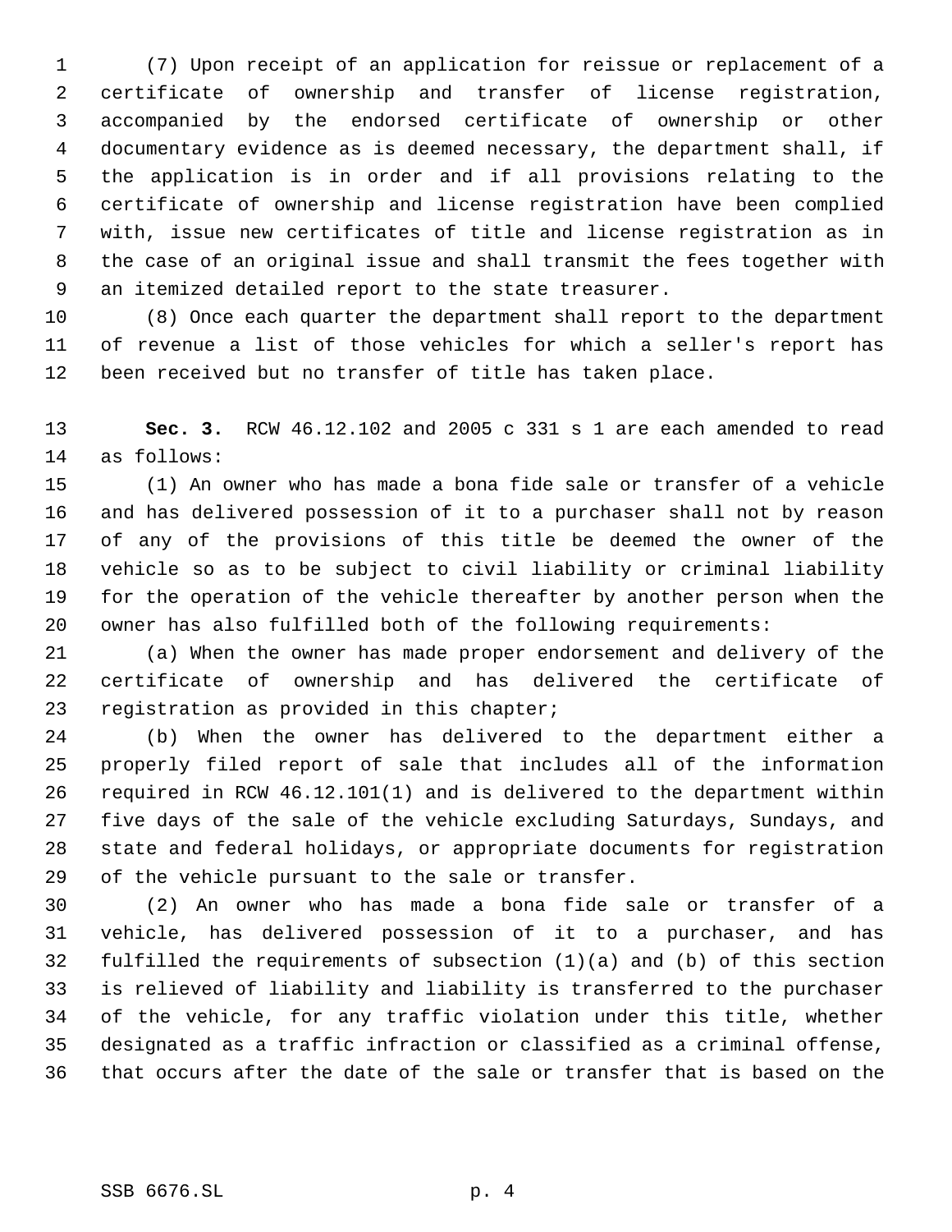(7) Upon receipt of an application for reissue or replacement of a certificate of ownership and transfer of license registration, accompanied by the endorsed certificate of ownership or other documentary evidence as is deemed necessary, the department shall, if the application is in order and if all provisions relating to the certificate of ownership and license registration have been complied with, issue new certificates of title and license registration as in the case of an original issue and shall transmit the fees together with an itemized detailed report to the state treasurer.

(8) Once each quarter the department shall report to the department of revenue a list of those vehicles for which a seller's report has been received but no transfer of title has taken place.

**Sec. 3.** RCW 46.12.102 and 2005 c 331 s 1 are each amended to read as follows:

(1) An owner who has made a bona fide sale or transfer of a vehicle and has delivered possession of it to a purchaser shall not by reason of any of the provisions of this title be deemed the owner of the vehicle so as to be subject to civil liability or criminal liability for the operation of the vehicle thereafter by another person when the owner has also fulfilled both of the following requirements:

(a) When the owner has made proper endorsement and delivery of the certificate of ownership and has delivered the certificate of registration as provided in this chapter;

(b) When the owner has delivered to the department either a properly filed report of sale that includes all of the information required in RCW 46.12.101(1) and is delivered to the department within five days of the sale of the vehicle excluding Saturdays, Sundays, and state and federal holidays, or appropriate documents for registration of the vehicle pursuant to the sale or transfer.

(2) An owner who has made a bona fide sale or transfer of a vehicle, has delivered possession of it to a purchaser, and has fulfilled the requirements of subsection (1)(a) and (b) of this section is relieved of liability and liability is transferred to the purchaser of the vehicle, for any traffic violation under this title, whether designated as a traffic infraction or classified as a criminal offense, that occurs after the date of the sale or transfer that is based on the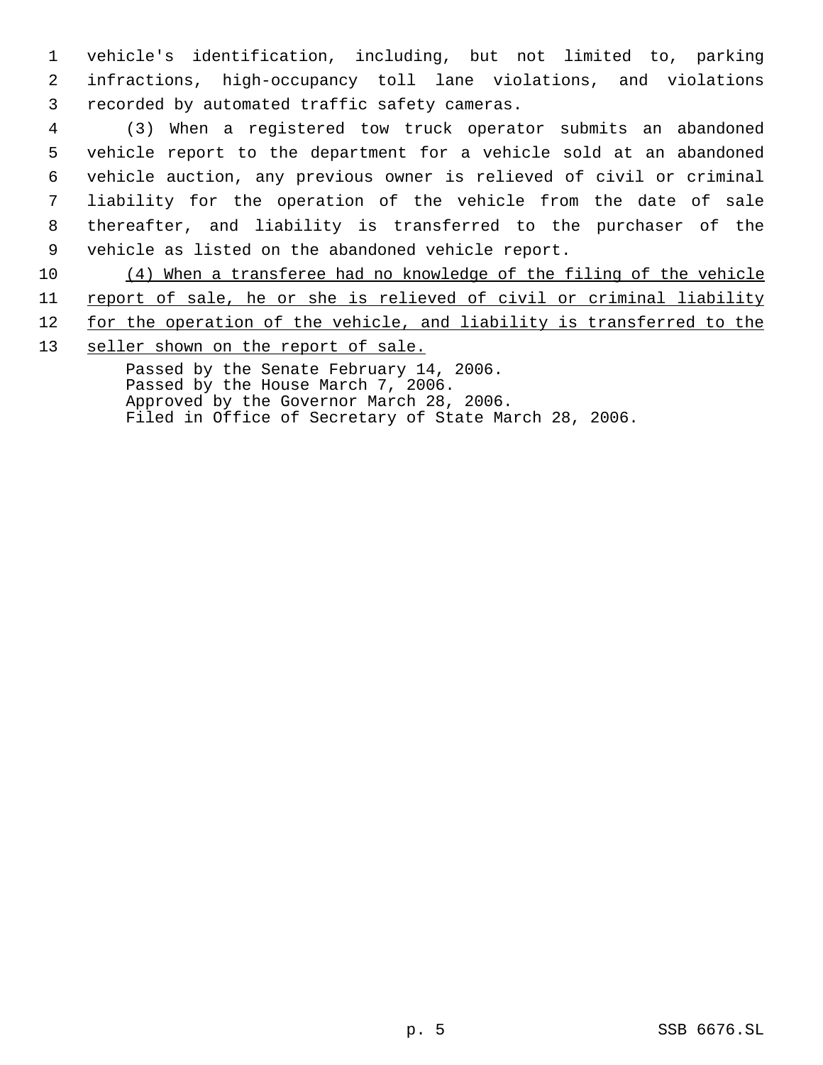vehicle's identification, including, but not limited to, parking infractions, high-occupancy toll lane violations, and violations recorded by automated traffic safety cameras.

(3) When a registered tow truck operator submits an abandoned vehicle report to the department for a vehicle sold at an abandoned vehicle auction, any previous owner is relieved of civil or criminal liability for the operation of the vehicle from the date of sale thereafter, and liability is transferred to the purchaser of the vehicle as listed on the abandoned vehicle report.

<u>(4) When a transferee had no knowledge of the filing of the vehicle report of sale, he or she is relieved of civil or criminal liability for the operation of the vehicle, and liability is transferred to the seller shown on the report of sale.</u>

Passed by the Senate February 14, 2006.
Passed by the House March 7, 2006.
Approved by the Governor March 28, 2006.
Filed in Office of Secretary of State March 28, 2006.